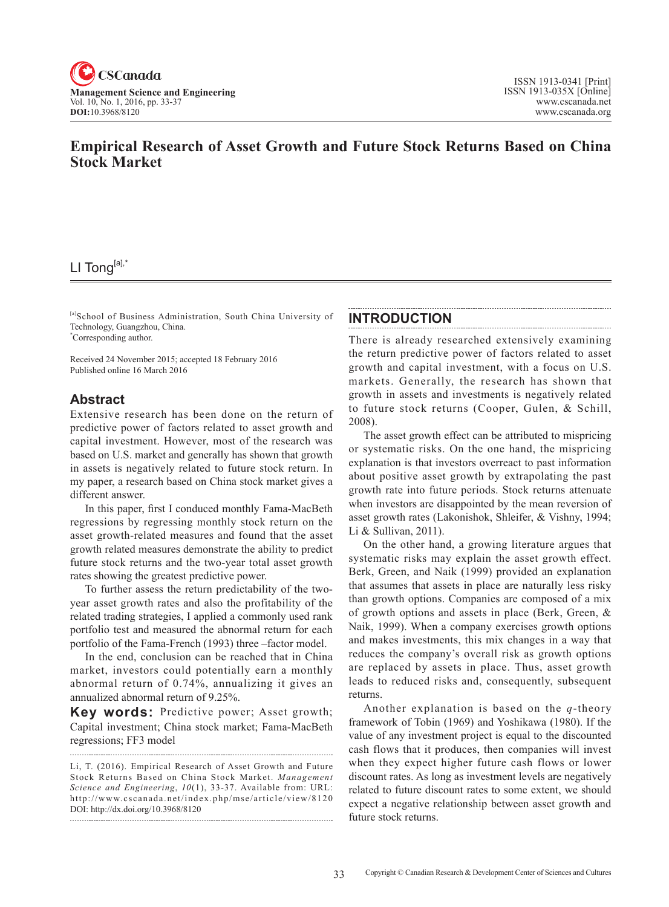# Empirical Research of Asset Growth and Future Stock Returns Based on China Stock Market

LI Tong[a],*

[a]School of Business Administration, South China University of Technology, Guangzhou, China.
*Corresponding author.

Received 24 November 2015; accepted 18 February 2016
Published online 16 March 2016

## Abstract

Extensive research has been done on the return of predictive power of factors related to asset growth and capital investment. However, most of the research was based on U.S. market and generally has shown that growth in assets is negatively related to future stock return. In my paper, a research based on China stock market gives a different answer.

In this paper, first I conduced monthly Fama-MacBeth regressions by regressing monthly stock return on the asset growth-related measures and found that the asset growth related measures demonstrate the ability to predict future stock returns and the two-year total asset growth rates showing the greatest predictive power.

To further assess the return predictability of the two-year asset growth rates and also the profitability of the related trading strategies, I applied a commonly used rank portfolio test and measured the abnormal return for each portfolio of the Fama-French (1993) three –factor model.

In the end, conclusion can be reached that in China market, investors could potentially earn a monthly abnormal return of 0.74%, annualizing it gives an annualized abnormal return of 9.25%.

**Key words:** Predictive power; Asset growth; Capital investment; China stock market; Fama-MacBeth regressions; FF3 model

Li, T. (2016). Empirical Research of Asset Growth and Future Stock Returns Based on China Stock Market. *Management Science and Engineering*, *10*(1), 33-37. Available from: URL: http://www.cscanada.net/index.php/mse/article/view/8120
DOI: http://dx.doi.org/10.3968/8120

## INTRODUCTION

There is already researched extensively examining the return predictive power of factors related to asset growth and capital investment, with a focus on U.S. markets. Generally, the research has shown that growth in assets and investments is negatively related to future stock returns (Cooper, Gulen, & Schill, 2008).

The asset growth effect can be attributed to mispricing or systematic risks. On the one hand, the mispricing explanation is that investors overreact to past information about positive asset growth by extrapolating the past growth rate into future periods. Stock returns attenuate when investors are disappointed by the mean reversion of asset growth rates (Lakonishok, Shleifer, & Vishny, 1994; Li & Sullivan, 2011).

On the other hand, a growing literature argues that systematic risks may explain the asset growth effect. Berk, Green, and Naik (1999) provided an explanation that assumes that assets in place are naturally less risky than growth options. Companies are composed of a mix of growth options and assets in place (Berk, Green, & Naik, 1999). When a company exercises growth options and makes investments, this mix changes in a way that reduces the company's overall risk as growth options are replaced by assets in place. Thus, asset growth leads to reduced risks and, consequently, subsequent returns.

Another explanation is based on the *q*-theory framework of Tobin (1969) and Yoshikawa (1980). If the value of any investment project is equal to the discounted cash flows that it produces, then companies will invest when they expect higher future cash flows or lower discount rates. As long as investment levels are negatively related to future discount rates to some extent, we should expect a negative relationship between asset growth and future stock returns.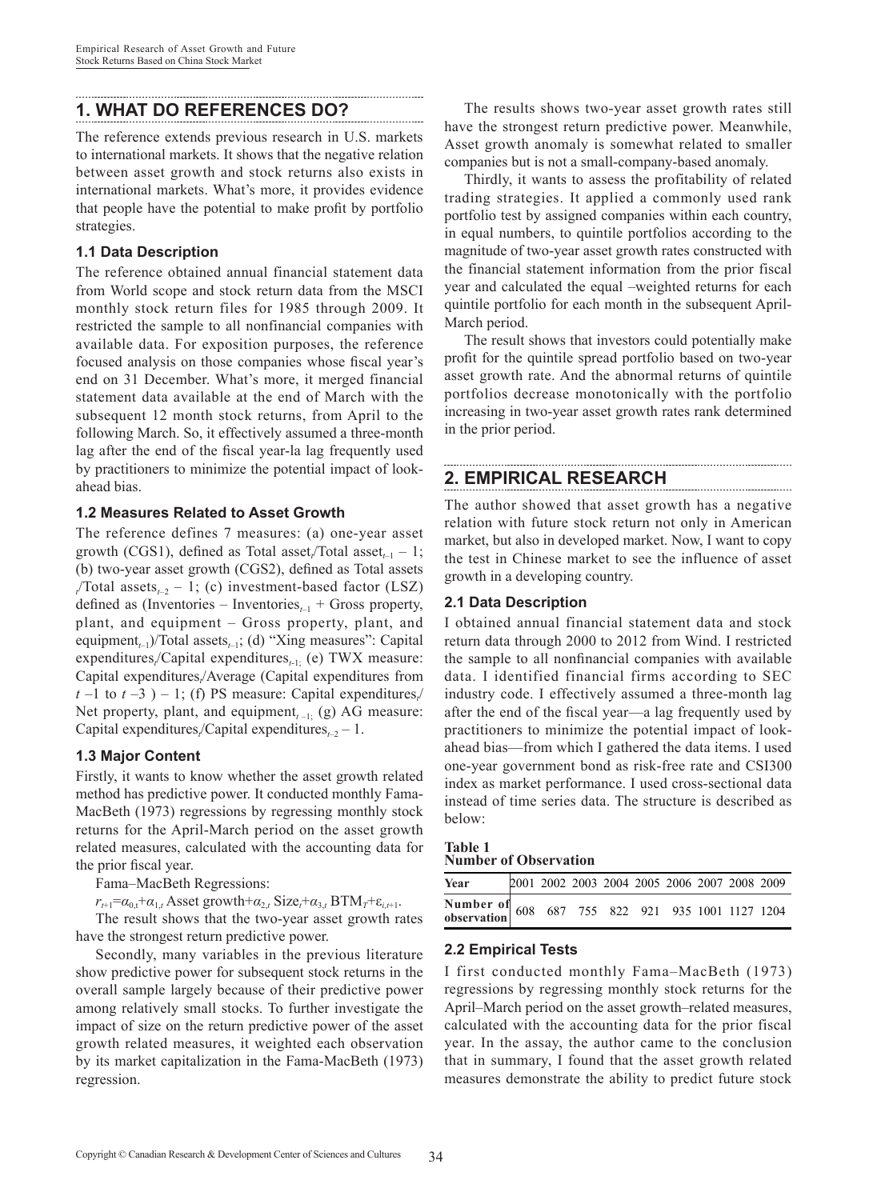## 1. WHAT DO REFERENCES DO?

The reference extends previous research in U.S. markets to international markets. It shows that the negative relation between asset growth and stock returns also exists in international markets. What's more, it provides evidence that people have the potential to make profit by portfolio strategies.

### 1.1 Data Description

The reference obtained annual financial statement data from World scope and stock return data from the MSCI monthly stock return files for 1985 through 2009. It restricted the sample to all nonfinancial companies with available data. For exposition purposes, the reference focused analysis on those companies whose fiscal year's end on 31 December. What's more, it merged financial statement data available at the end of March with the subsequent 12 month stock returns, from April to the following March. So, it effectively assumed a three-month lag after the end of the fiscal year-la lag frequently used by practitioners to minimize the potential impact of look-ahead bias.

### 1.2 Measures Related to Asset Growth

The reference defines 7 measures: (a) one-year asset growth (CGS1), defined as Total asset$_t$/Total asset$_{t-1}$ – 1; (b) two-year asset growth (CGS2), defined as Total assets$_t$/Total assets$_{t-2}$ – 1; (c) investment-based factor (LSZ) defined as (Inventories – Inventories$_{t-1}$ + Gross property, plant, and equipment – Gross property, plant, and equipment$_{t-1}$)/Total assets$_{t-1}$; (d) "Xing measures": Capital expenditures$_t$/Capital expenditures$_{t-1}$; (e) TWX measure: Capital expenditures$_t$/Average (Capital expenditures from $t$ –1 to $t$ –3 ) – 1; (f) PS measure: Capital expenditures$_t$/ Net property, plant, and equipment$_{t-1}$; (g) AG measure: Capital expenditures$_t$/Capital expenditures$_{t-2}$ – 1.

### 1.3 Major Content

Firstly, it wants to know whether the asset growth related method has predictive power. It conducted monthly Fama-MacBeth (1973) regressions by regressing monthly stock returns for the April-March period on the asset growth related measures, calculated with the accounting data for the prior fiscal year.

Fama–MacBeth Regressions:

$r_{t+1}=\alpha_{0,t}+\alpha_{1,t}\,\text{Asset growth}+\alpha_{2,t}\,\text{Size}_t+\alpha_{3,t}\,\text{BTM}_T+\varepsilon_{i,t+1}$.

The result shows that the two-year asset growth rates have the strongest return predictive power.

Secondly, many variables in the previous literature show predictive power for subsequent stock returns in the overall sample largely because of their predictive power among relatively small stocks. To further investigate the impact of size on the return predictive power of the asset growth related measures, it weighted each observation by its market capitalization in the Fama-MacBeth (1973) regression.

The results shows two-year asset growth rates still have the strongest return predictive power. Meanwhile, Asset growth anomaly is somewhat related to smaller companies but is not a small-company-based anomaly.

Thirdly, it wants to assess the profitability of related trading strategies. It applied a commonly used rank portfolio test by assigned companies within each country, in equal numbers, to quintile portfolios according to the magnitude of two-year asset growth rates constructed with the financial statement information from the prior fiscal year and calculated the equal –weighted returns for each quintile portfolio for each month in the subsequent April-March period.

The result shows that investors could potentially make profit for the quintile spread portfolio based on two-year asset growth rate. And the abnormal returns of quintile portfolios decrease monotonically with the portfolio increasing in two-year asset growth rates rank determined in the prior period.

## 2. EMPIRICAL RESEARCH

The author showed that asset growth has a negative relation with future stock return not only in American market, but also in developed market. Now, I want to copy the test in Chinese market to see the influence of asset growth in a developing country.

### 2.1 Data Description

I obtained annual financial statement data and stock return data through 2000 to 2012 from Wind. I restricted the sample to all nonfinancial firms with available data. I identified financial firms according to SEC industry code. I effectively assumed a three-month lag after the end of the fiscal year—a lag frequently used by practitioners to minimize the potential impact of look-ahead bias—from which I gathered the data items. I used one-year government bond as risk-free rate and CSI300 index as market performance. I used cross-sectional data instead of time series data. The structure is described as below:

**Table 1**
**Number of Observation**

| Year | 2001 | 2002 | 2003 | 2004 | 2005 | 2006 | 2007 | 2008 | 2009 |
|---|---|---|---|---|---|---|---|---|---|
| Number of observation | 608 | 687 | 755 | 822 | 921 | 935 | 1001 | 1127 | 1204 |

### 2.2 Empirical Tests

I first conducted monthly Fama–MacBeth (1973) regressions by regressing monthly stock returns for the April–March period on the asset growth–related measures, calculated with the accounting data for the prior fiscal year. In the assay, the author came to the conclusion that in summary, I found that the asset growth related measures demonstrate the ability to predict future stock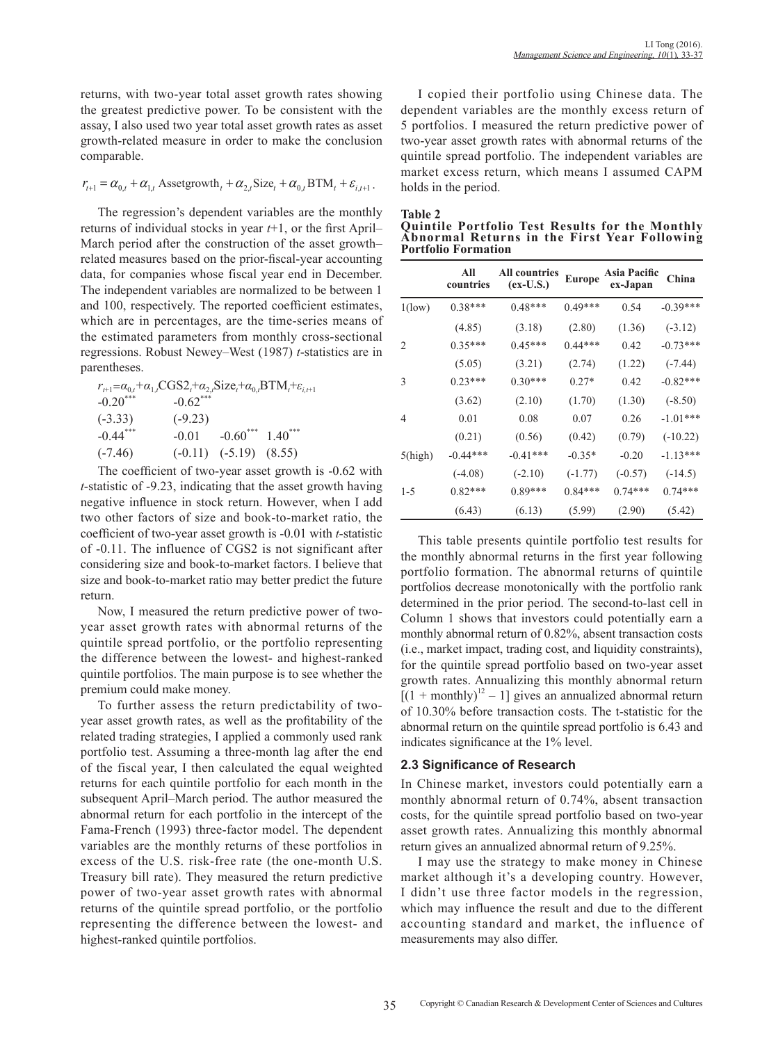returns, with two-year total asset growth rates showing the greatest predictive power. To be consistent with the assay, I also used two year total asset growth rates as asset growth-related measure in order to make the conclusion comparable.

$$r_{t+1} = \alpha_{0,t} + \alpha_{1,t}\,\text{Assetgrowth}_t + \alpha_{2,t}\,\text{Size}_t + \alpha_{0,t}\,\text{BTM}_t + \varepsilon_{i,t+1}.$$

The regression's dependent variables are the monthly returns of individual stocks in year $t$+1, or the first April–March period after the construction of the asset growth–related measures based on the prior-fiscal-year accounting data, for companies whose fiscal year end in December. The independent variables are normalized to be between 1 and 100, respectively. The reported coefficient estimates, which are in percentages, are the time-series means of the estimated parameters from monthly cross-sectional regressions. Robust Newey–West (1987) $t$-statistics are in parentheses.

$$r_{t+1}=\alpha_{0,t}+\alpha_{1,t}\text{CGS2}_t+\alpha_{2,t}\text{Size}_t+\alpha_{0,t}\text{BTM}_t+\varepsilon_{i,t+1}$$

| | | | |
|---|---|---|---|
| $-0.20^{***}$ | $-0.62^{***}$ | | |
| (-3.33) | (-9.23) | | |
| $-0.44^{***}$ | -0.01 | $-0.60^{***}$ | $1.40^{***}$ |
| (-7.46) | (-0.11) | (-5.19) | (8.55) |

The coefficient of two-year asset growth is -0.62 with $t$-statistic of -9.23, indicating that the asset growth having negative influence in stock return. However, when I add two other factors of size and book-to-market ratio, the coefficient of two-year asset growth is -0.01 with $t$-statistic of -0.11. The influence of CGS2 is not significant after considering size and book-to-market factors. I believe that size and book-to-market ratio may better predict the future return.

Now, I measured the return predictive power of two-year asset growth rates with abnormal returns of the quintile spread portfolio, or the portfolio representing the difference between the lowest- and highest-ranked quintile portfolios. The main purpose is to see whether the premium could make money.

To further assess the return predictability of two-year asset growth rates, as well as the profitability of the related trading strategies, I applied a commonly used rank portfolio test. Assuming a three-month lag after the end of the fiscal year, I then calculated the equal weighted returns for each quintile portfolio for each month in the subsequent April–March period. The author measured the abnormal return for each portfolio in the intercept of the Fama-French (1993) three-factor model. The dependent variables are the monthly returns of these portfolios in excess of the U.S. risk-free rate (the one-month U.S. Treasury bill rate). They measured the return predictive power of two-year asset growth rates with abnormal returns of the quintile spread portfolio, or the portfolio representing the difference between the lowest- and highest-ranked quintile portfolios.

I copied their portfolio using Chinese data. The dependent variables are the monthly excess return of 5 portfolios. I measured the return predictive power of two-year asset growth rates with abnormal returns of the quintile spread portfolio. The independent variables are market excess return, which means I assumed CAPM holds in the period.

**Table 2**
**Quintile Portfolio Test Results for the Monthly Abnormal Returns in the First Year Following Portfolio Formation**

| | All countries | All countries (ex-U.S.) | Europe | Asia Pacific ex-Japan | China |
|---|---|---|---|---|---|
| 1(low) | 0.38*** | 0.48*** | 0.49*** | 0.54 | -0.39*** |
| | (4.85) | (3.18) | (2.80) | (1.36) | (-3.12) |
| 2 | 0.35*** | 0.45*** | 0.44*** | 0.42 | -0.73*** |
| | (5.05) | (3.21) | (2.74) | (1.22) | (-7.44) |
| 3 | 0.23*** | 0.30*** | 0.27* | 0.42 | -0.82*** |
| | (3.62) | (2.10) | (1.70) | (1.30) | (-8.50) |
| 4 | 0.01 | 0.08 | 0.07 | 0.26 | -1.01*** |
| | (0.21) | (0.56) | (0.42) | (0.79) | (-10.22) |
| 5(high) | -0.44*** | -0.41*** | -0.35* | -0.20 | -1.13*** |
| | (-4.08) | (-2.10) | (-1.77) | (-0.57) | (-14.5) |
| 1-5 | 0.82*** | 0.89*** | 0.84*** | 0.74*** | 0.74*** |
| | (6.43) | (6.13) | (5.99) | (2.90) | (5.42) |

This table presents quintile portfolio test results for the monthly abnormal returns in the first year following portfolio formation. The abnormal returns of quintile portfolios decrease monotonically with the portfolio rank determined in the prior period. The second-to-last cell in Column 1 shows that investors could potentially earn a monthly abnormal return of 0.82%, absent transaction costs (i.e., market impact, trading cost, and liquidity constraints), for the quintile spread portfolio based on two-year asset growth rates. Annualizing this monthly abnormal return $[(1 + \text{monthly})^{12} - 1]$ gives an annualized abnormal return of 10.30% before transaction costs. The t-statistic for the abnormal return on the quintile spread portfolio is 6.43 and indicates significance at the 1% level.

### 2.3 Significance of Research

In Chinese market, investors could potentially earn a monthly abnormal return of 0.74%, absent transaction costs, for the quintile spread portfolio based on two-year asset growth rates. Annualizing this monthly abnormal return gives an annualized abnormal return of 9.25%.

I may use the strategy to make money in Chinese market although it's a developing country. However, I didn't use three factor models in the regression, which may influence the result and due to the different accounting standard and market, the influence of measurements may also differ.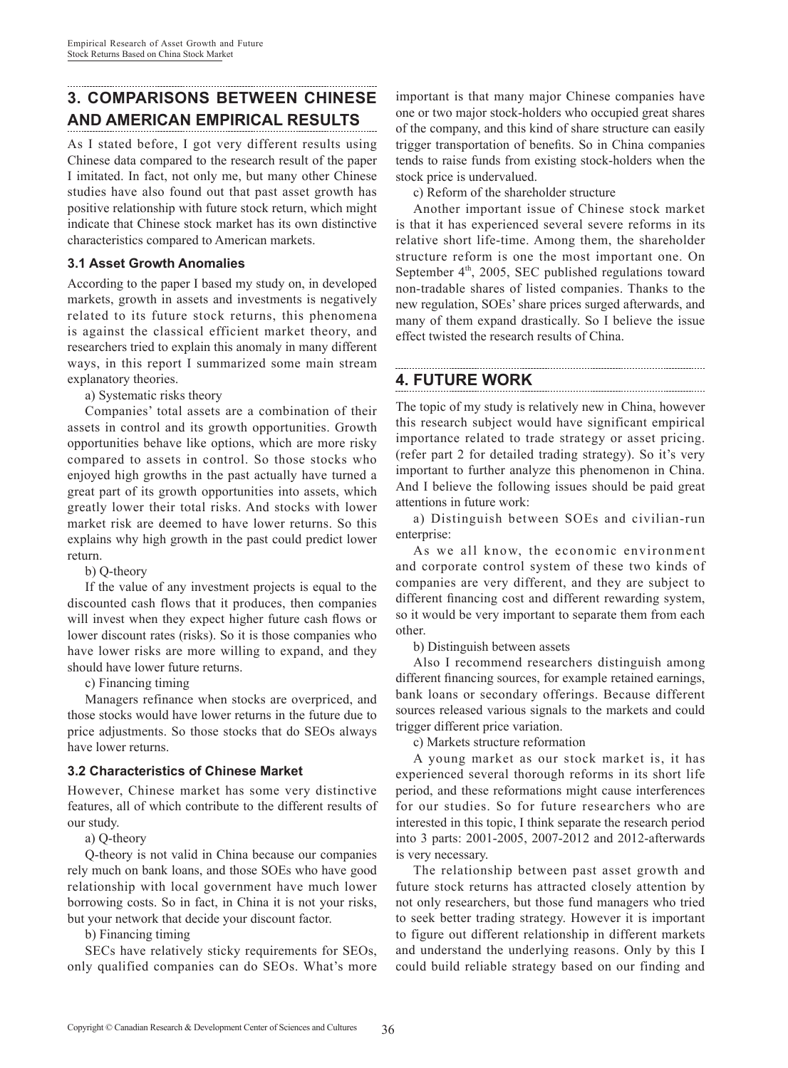## 3. COMPARISONS BETWEEN CHINESE AND AMERICAN EMPIRICAL RESULTS

As I stated before, I got very different results using Chinese data compared to the research result of the paper I imitated. In fact, not only me, but many other Chinese studies have also found out that past asset growth has positive relationship with future stock return, which might indicate that Chinese stock market has its own distinctive characteristics compared to American markets.

### 3.1 Asset Growth Anomalies

According to the paper I based my study on, in developed markets, growth in assets and investments is negatively related to its future stock returns, this phenomena is against the classical efficient market theory, and researchers tried to explain this anomaly in many different ways, in this report I summarized some main stream explanatory theories.

a) Systematic risks theory

Companies' total assets are a combination of their assets in control and its growth opportunities. Growth opportunities behave like options, which are more risky compared to assets in control. So those stocks who enjoyed high growths in the past actually have turned a great part of its growth opportunities into assets, which greatly lower their total risks. And stocks with lower market risk are deemed to have lower returns. So this explains why high growth in the past could predict lower return.

b) Q-theory

If the value of any investment projects is equal to the discounted cash flows that it produces, then companies will invest when they expect higher future cash flows or lower discount rates (risks). So it is those companies who have lower risks are more willing to expand, and they should have lower future returns.

c) Financing timing

Managers refinance when stocks are overpriced, and those stocks would have lower returns in the future due to price adjustments. So those stocks that do SEOs always have lower returns.

### 3.2 Characteristics of Chinese Market

However, Chinese market has some very distinctive features, all of which contribute to the different results of our study.

a) Q-theory

Q-theory is not valid in China because our companies rely much on bank loans, and those SOEs who have good relationship with local government have much lower borrowing costs. So in fact, in China it is not your risks, but your network that decide your discount factor.

b) Financing timing

SECs have relatively sticky requirements for SEOs, only qualified companies can do SEOs. What's more important is that many major Chinese companies have one or two major stock-holders who occupied great shares of the company, and this kind of share structure can easily trigger transportation of benefits. So in China companies tends to raise funds from existing stock-holders when the stock price is undervalued.

c) Reform of the shareholder structure

Another important issue of Chinese stock market is that it has experienced several severe reforms in its relative short life-time. Among them, the shareholder structure reform is one the most important one. On September 4th, 2005, SEC published regulations toward non-tradable shares of listed companies. Thanks to the new regulation, SOEs' share prices surged afterwards, and many of them expand drastically. So I believe the issue effect twisted the research results of China.

## 4. FUTURE WORK

The topic of my study is relatively new in China, however this research subject would have significant empirical importance related to trade strategy or asset pricing. (refer part 2 for detailed trading strategy). So it's very important to further analyze this phenomenon in China. And I believe the following issues should be paid great attentions in future work:

a) Distinguish between SOEs and civilian-run enterprise:

As we all know, the economic environment and corporate control system of these two kinds of companies are very different, and they are subject to different financing cost and different rewarding system, so it would be very important to separate them from each other.

b) Distinguish between assets

Also I recommend researchers distinguish among different financing sources, for example retained earnings, bank loans or secondary offerings. Because different sources released various signals to the markets and could trigger different price variation.

c) Markets structure reformation

A young market as our stock market is, it has experienced several thorough reforms in its short life period, and these reformations might cause interferences for our studies. So for future researchers who are interested in this topic, I think separate the research period into 3 parts: 2001-2005, 2007-2012 and 2012-afterwards is very necessary.

The relationship between past asset growth and future stock returns has attracted closely attention by not only researchers, but those fund managers who tried to seek better trading strategy. However it is important to figure out different relationship in different markets and understand the underlying reasons. Only by this I could build reliable strategy based on our finding and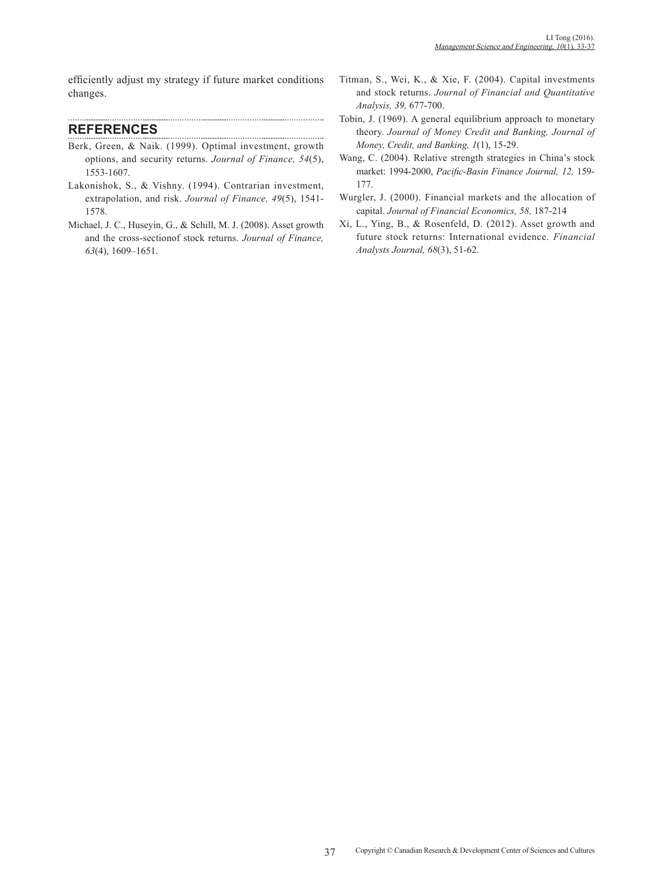efficiently adjust my strategy if future market conditions changes.

## REFERENCES

Berk, Green, & Naik. (1999). Optimal investment, growth options, and security returns. *Journal of Finance, 54*(5), 1553-1607.

Lakonishok, S., & Vishny. (1994). Contrarian investment, extrapolation, and risk. *Journal of Finance, 49*(5), 1541-1578.

Michael, J. C., Huseyin, G., & Schill, M. J. (2008). Asset growth and the cross-sectionof stock returns. *Journal of Finance, 63*(4), 1609–1651.

Titman, S., Wei, K., & Xie, F. (2004). Capital investments and stock returns. *Journal of Financial and Quantitative Analysis, 39,* 677-700.

Tobin, J. (1969). A general equilibrium approach to monetary theory. *Journal of Money Credit and Banking, Journal of Money, Credit, and Banking, 1*(1), 15-29.

Wang, C. (2004). Relative strength strategies in China's stock market: 1994-2000, *Pacific-Basin Finance Journal, 12,* 159-177.

Wurgler, J. (2000). Financial markets and the allocation of capital. *Journal of Financial Economics, 58,* 187-214

Xi, L., Ying, B., & Rosenfeld, D. (2012). Asset growth and future stock returns: International evidence. *Financial Analysts Journal, 68*(3), 51-62.